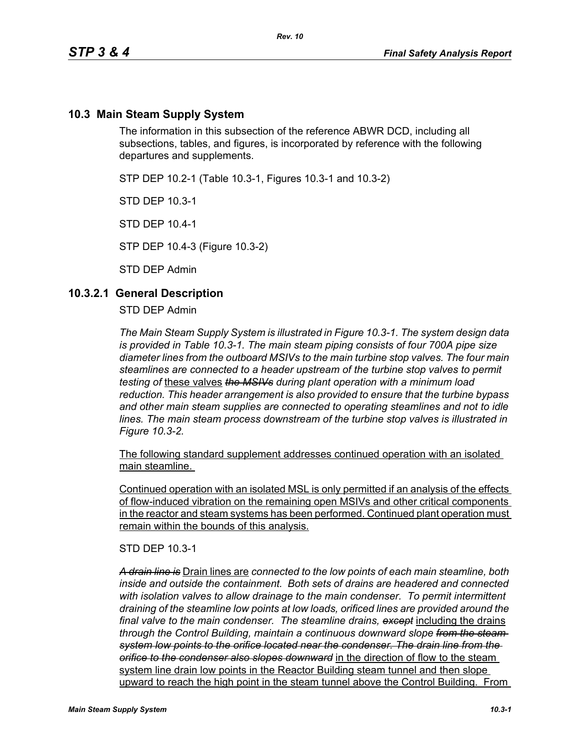## 10.3 Main Steam Supply System

The information in this subsection of the reference ABWR DCD, including all subsections, tables, and figures, is incorporated by reference with the following departures and supplements.

STP DEP 10.2-1 (Table 10.3-1, Figures 10.3-1 and 10.3-2)

STD DEP 10.3-1

STD DEP 10.4-1

STP DEP 10.4-3 (Figure 10.3-2)

STD DEP Admin

### 10.3.2.1 General Description

STD DEP Admin

*The Main Steam Supply System is illustrated in Figure 10.3-1. The system design data is provided in Table 10.3-1. The main steam piping consists of four 700A pipe size diameter lines from the outboard MSIVs to the main turbine stop valves. The four main steamlines are connected to a header upstream of the turbine stop valves to permit testing of* <u>these valves</u> ~~*the MSIVs*~~ *during plant operation with a minimum load reduction. This header arrangement is also provided to ensure that the turbine bypass and other main steam supplies are connected to operating steamlines and not to idle lines. The main steam process downstream of the turbine stop valves is illustrated in Figure 10.3-2.*

<u>The following standard supplement addresses continued operation with an isolated main steamline.</u>

<u>Continued operation with an isolated MSL is only permitted if an analysis of the effects of flow-induced vibration on the remaining open MSIVs and other critical components in the reactor and steam systems has been performed. Continued plant operation must remain within the bounds of this analysis.</u>

STD DEP 10.3-1

~~*A drain line is*~~ <u>Drain lines are</u> *connected to the low points of each main steamline, both inside and outside the containment. Both sets of drains are headered and connected with isolation valves to allow drainage to the main condenser. To permit intermittent draining of the steamline low points at low loads, orificed lines are provided around the final valve to the main condenser. The steamline drains,* ~~*except*~~ <u>including the drains</u> *through the Control Building, maintain a continuous downward slope* ~~*from the steam system low points to the orifice located near the condenser. The drain line from the orifice to the condenser also slopes downward*~~ <u>in the direction of flow to the steam system line drain low points in the Reactor Building steam tunnel and then slope upward to reach the high point in the steam tunnel above the Control Building. From</u>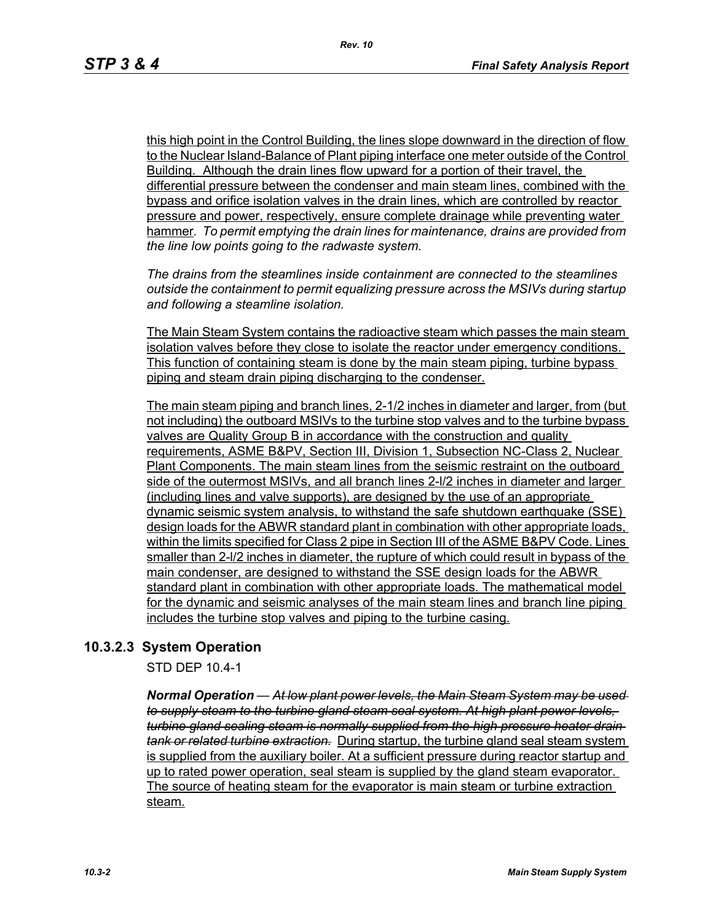this high point in the Control Building, the lines slope downward in the direction of flow to the Nuclear Island-Balance of Plant piping interface one meter outside of the Control Building. Although the drain lines flow upward for a portion of their travel, the differential pressure between the condenser and main steam lines, combined with the bypass and orifice isolation valves in the drain lines, which are controlled by reactor pressure and power, respectively, ensure complete drainage while preventing water hammer*. To permit emptying the drain lines for maintenance, drains are provided from the line low points going to the radwaste system.*

*The drains from the steamlines inside containment are connected to the steamlines outside the containment to permit equalizing pressure across the MSIVs during startup and following a steamline isolation.*

The Main Steam System contains the radioactive steam which passes the main steam isolation valves before they close to isolate the reactor under emergency conditions. This function of containing steam is done by the main steam piping, turbine bypass piping and steam drain piping discharging to the condenser.

The main steam piping and branch lines, 2-1/2 inches in diameter and larger, from (but not including) the outboard MSIVs to the turbine stop valves and to the turbine bypass valves are Quality Group B in accordance with the construction and quality requirements, ASME B&PV, Section III, Division 1, Subsection NC-Class 2, Nuclear Plant Components. The main steam lines from the seismic restraint on the outboard side of the outermost MSIVs, and all branch lines 2-l/2 inches in diameter and larger (including lines and valve supports), are designed by the use of an appropriate dynamic seismic system analysis, to withstand the safe shutdown earthquake (SSE) design loads for the ABWR standard plant in combination with other appropriate loads, within the limits specified for Class 2 pipe in Section III of the ASME B&PV Code. Lines smaller than 2-l/2 inches in diameter, the rupture of which could result in bypass of the main condenser, are designed to withstand the SSE design loads for the ABWR standard plant in combination with other appropriate loads. The mathematical model for the dynamic and seismic analyses of the main steam lines and branch line piping includes the turbine stop valves and piping to the turbine casing.

### 10.3.2.3 System Operation

STD DEP 10.4-1

***Normal Operation*** — ~~*At low plant power levels, the Main Steam System may be used to supply steam to the turbine gland steam seal system. At high plant power levels, turbine gland sealing steam is normally supplied from the high pressure heater drain tank or related turbine extraction.*~~ During startup, the turbine seal steam system is supplied from the auxiliary boiler. At a sufficient pressure during reactor startup and up to rated power operation, seal steam is supplied by the gland steam evaporator. The source of heating steam for the evaporator is main steam or turbine extraction steam.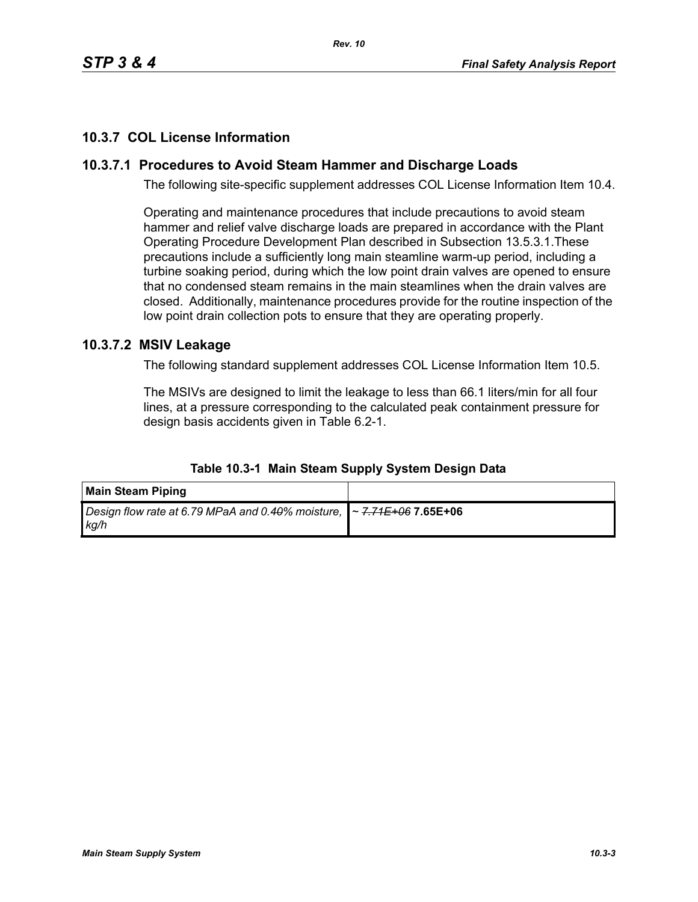## 10.3.7 COL License Information

### 10.3.7.1 Procedures to Avoid Steam Hammer and Discharge Loads

The following site-specific supplement addresses COL License Information Item 10.4.

Operating and maintenance procedures that include precautions to avoid steam hammer and relief valve discharge loads are prepared in accordance with the Plant Operating Procedure Development Plan described in Subsection 13.5.3.1.These precautions include a sufficiently long main steamline warm-up period, including a turbine soaking period, during which the low point drain valves are opened to ensure that no condensed steam remains in the main steamlines when the drain valves are closed. Additionally, maintenance procedures provide for the routine inspection of the low point drain collection pots to ensure that they are operating properly.

### 10.3.7.2 MSIV Leakage

The following standard supplement addresses COL License Information Item 10.5.

The MSIVs are designed to limit the leakage to less than 66.1 liters/min for all four lines, at a pressure corresponding to the calculated peak containment pressure for design basis accidents given in Table 6.2-1.

**Table 10.3-1 Main Steam Supply System Design Data**

| **Main Steam Piping** | |
|---|---|
| *Design flow rate at 6.79 MPaA and 0.40% moisture, kg/h* | ~ ~~7.71E+06~~ **7.65E+06** |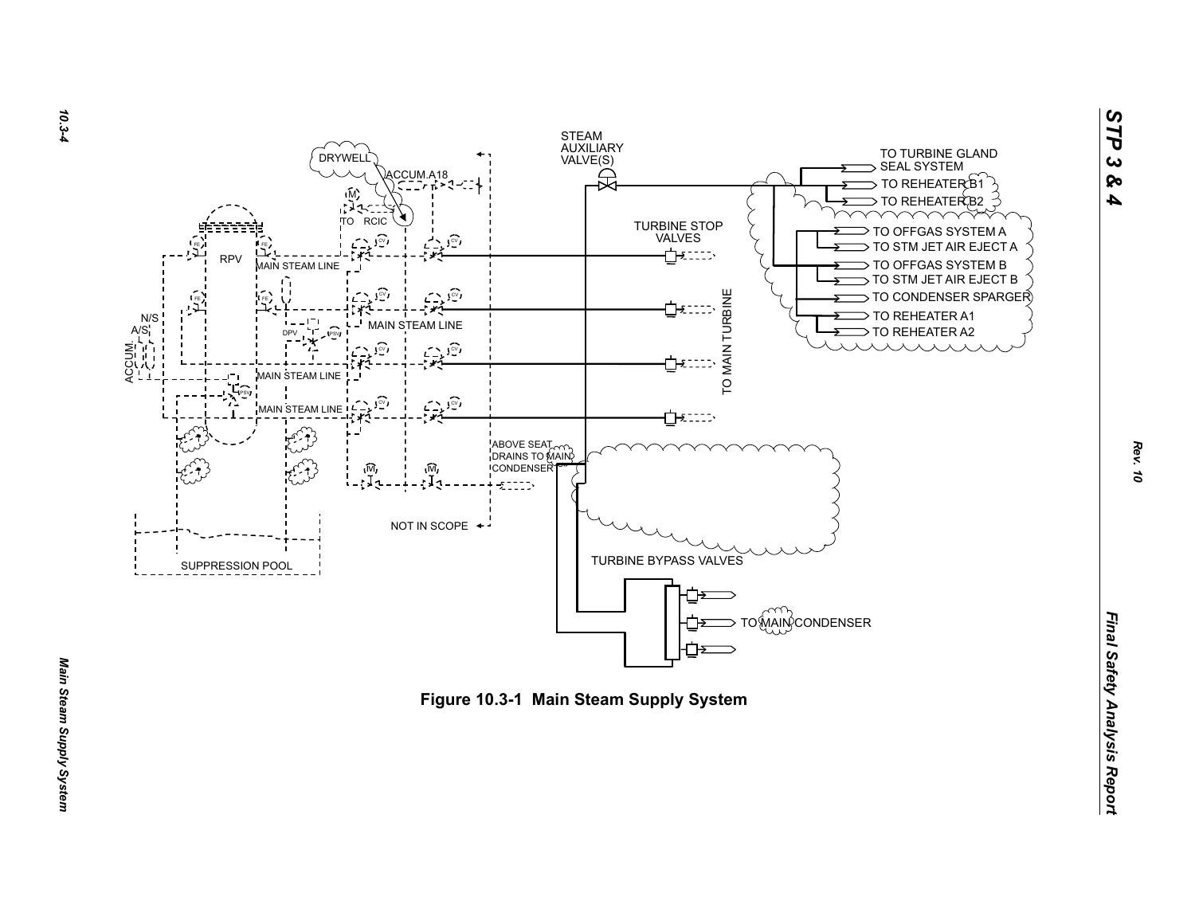STEAM AUXILIARY VALVE(S)

TO TURBINE GLAND SEAL SYSTEM

TO REHEATER B1

TO REHEATER B2

TO OFFGAS SYSTEM A

TO STM JET AIR EJECT A

TO OFFGAS SYSTEM B

TO STM JET AIR EJECT B

TO CONDENSER SPARGER

TO REHEATER A1

TO REHEATER A2

DRYWELL

ACCUM.A18

TO RCIC

TURBINE STOP VALVES

RPV

MAIN STEAM LINE

MAIN STEAM LINE

MAIN STEAM LINE

MAIN STEAM LINE

DPV

N/S

A/S

ACCUM.

TO MAIN TURBINE

ABOVE SEAT DRAINS TO MAIN CONDENSER

NOT IN SCOPE

SUPPRESSION POOL

TURBINE BYPASS VALVES

TO MAIN CONDENSER

**Figure 10.3-1 Main Steam Supply System**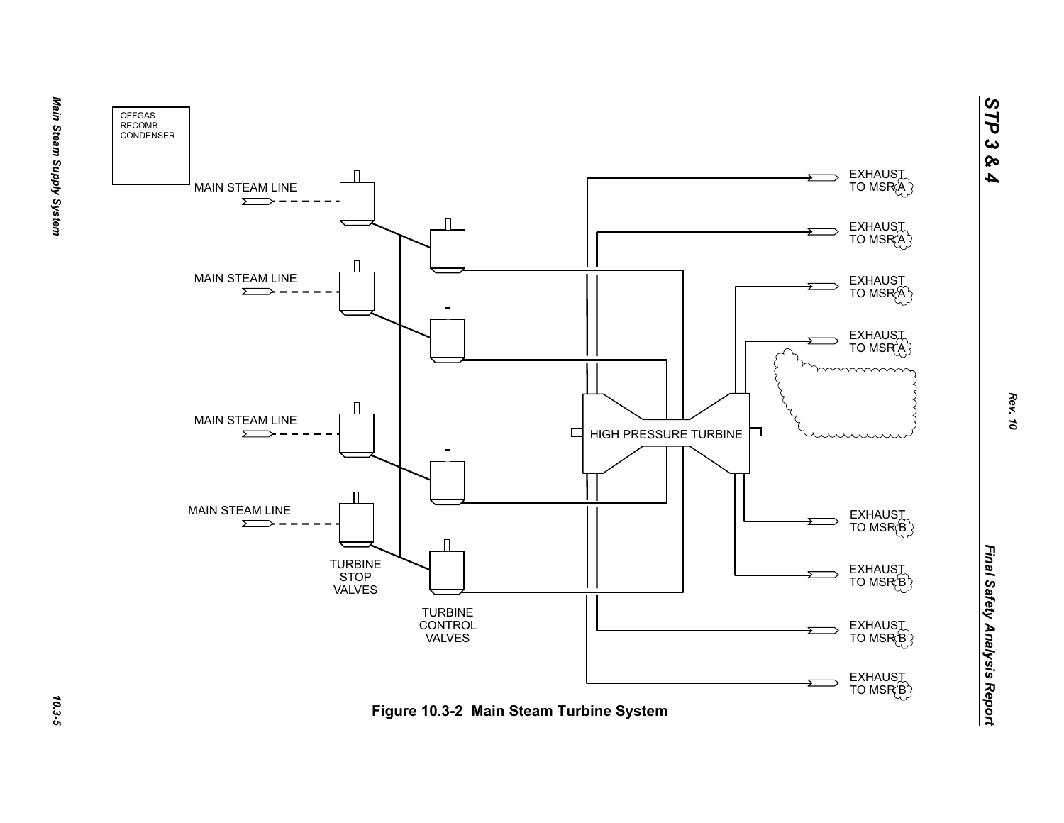OFFGAS RECOMB CONDENSER

MAIN STEAM LINE

MAIN STEAM LINE

MAIN STEAM LINE

MAIN STEAM LINE

TURBINE STOP VALVES

TURBINE CONTROL VALVES

HIGH PRESSURE TURBINE

EXHAUST TO MSR A

EXHAUST TO MSR A

EXHAUST TO MSR A

EXHAUST TO MSR A

EXHAUST TO MSR B

EXHAUST TO MSR B

EXHAUST TO MSR B

EXHAUST TO MSR B

**Figure 10.3-2 Main Steam Turbine System**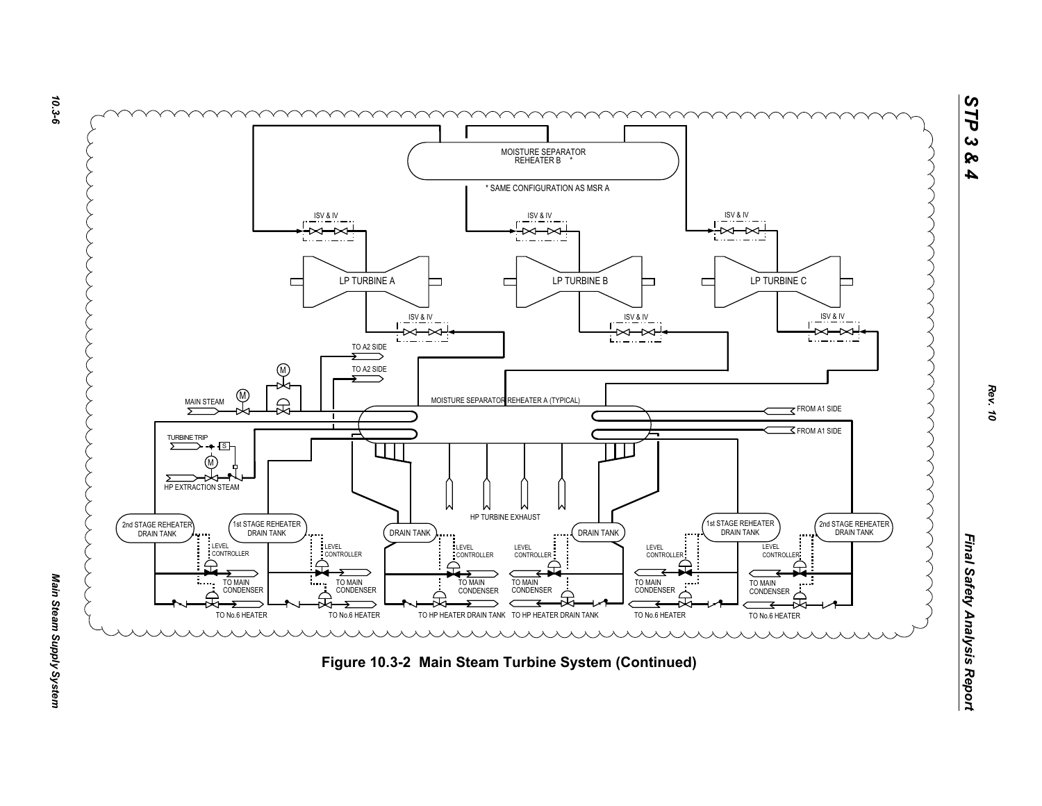MOISTURE SEPARATOR
REHEATER B *

* SAME CONFIGURATION AS MSR A

ISV & IV

ISV & IV

ISV & IV

LP TURBINE A

LP TURBINE B

LP TURBINE C

ISV & IV

ISV & IV

ISV & IV

TO A2 SIDE

TO A2 SIDE

M

M

MAIN STEAM

MOISTURE SEPARATOR REHEATER A (TYPICAL)

FROM A1 SIDE

FROM A1 SIDE

TURBINE TRIP

S

M

HP EXTRACTION STEAM

HP TURBINE EXHAUST

2nd STAGE REHEATER DRAIN TANK

1st STAGE REHEATER DRAIN TANK

DRAIN TANK

DRAIN TANK

1st STAGE REHEATER DRAIN TANK

2nd STAGE REHEATER DRAIN TANK

LEVEL CONTROLLER

LEVEL CONTROLLER

LEVEL CONTROLLER

LEVEL CONTROLLER

LEVEL CONTROLLER

LEVEL CONTROLLER

TO MAIN CONDENSER

TO MAIN CONDENSER

TO MAIN CONDENSER

TO MAIN CONDENSER

TO MAIN CONDENSER

TO MAIN CONDENSER

TO No.6 HEATER

TO No.6 HEATER

TO HP HEATER DRAIN TANK

TO HP HEATER DRAIN TANK

TO No.6 HEATER

TO No.6 HEATER

**Figure 10.3-2 Main Steam Turbine System (Continued)**